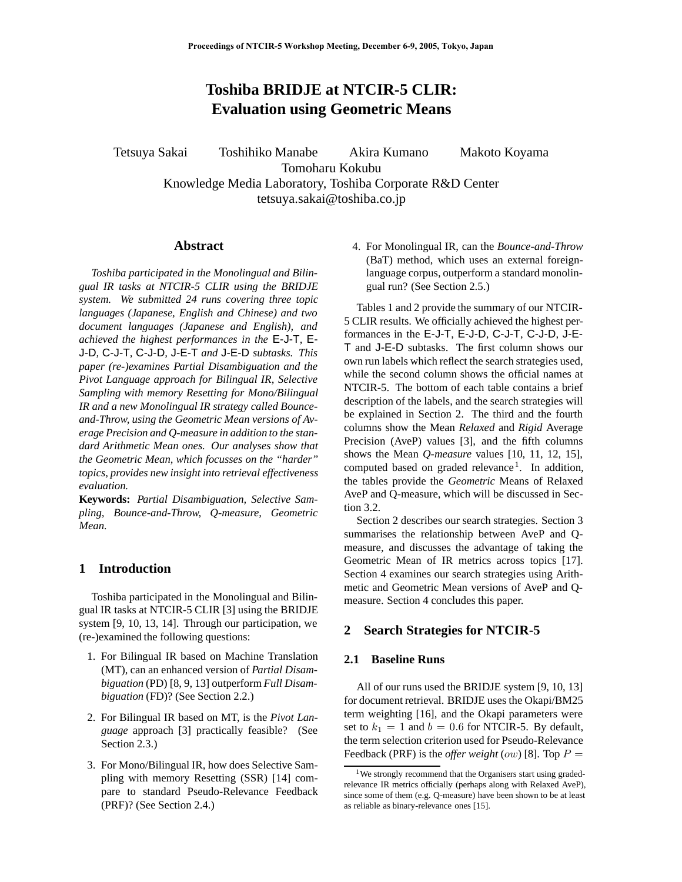# Toshiba BRIDJE at NTCIR-5 CLIR: Evaluation using Geometric Means

Tetsuya Sakai    Toshihiko Manabe    Akira Kumano    Makoto Koyama
Tomoharu Kokubu
Knowledge Media Laboratory, Toshiba Corporate R&D Center
tetsuya.sakai@toshiba.co.jp

## Abstract

*Toshiba participated in the Monolingual and Bilingual IR tasks at NTCIR-5 CLIR using the BRIDJE system. We submitted 24 runs covering three topic languages (Japanese, English and Chinese) and two document languages (Japanese and English), and achieved the highest performances in the* E-J-T*,* E-J-D*,* C-J-T*,* C-J-D*,* J-E-T *and* J-E-D *subtasks. This paper (re-)examines Partial Disambiguation and the Pivot Language approach for Bilingual IR, Selective Sampling with memory Resetting for Mono/Bilingual IR and a new Monolingual IR strategy called Bounce-and-Throw, using the Geometric Mean versions of Average Precision and Q-measure in addition to the standard Arithmetic Mean ones. Our analyses show that the Geometric Mean, which focusses on the "harder" topics, provides new insight into retrieval effectiveness evaluation.*

**Keywords:** *Partial Disambiguation, Selective Sampling, Bounce-and-Throw, Q-measure, Geometric Mean.*

## 1 Introduction

Toshiba participated in the Monolingual and Bilingual IR tasks at NTCIR-5 CLIR [3] using the BRIDJE system [9, 10, 13, 14]. Through our participation, we (re-)examined the following questions:

1. For Bilingual IR based on Machine Translation (MT), can an enhanced version of *Partial Disambiguation* (PD) [8, 9, 13] outperform *Full Disambiguation* (FD)? (See Section 2.2.)
2. For Bilingual IR based on MT, is the *Pivot Language* approach [3] practically feasible? (See Section 2.3.)
3. For Mono/Bilingual IR, how does Selective Sampling with memory Resetting (SSR) [14] compare to standard Pseudo-Relevance Feedback (PRF)? (See Section 2.4.)
4. For Monolingual IR, can the *Bounce-and-Throw* (BaT) method, which uses an external foreign-language corpus, outperform a standard monolingual run? (See Section 2.5.)

Tables 1 and 2 provide the summary of our NTCIR-5 CLIR results. We officially achieved the highest performances in the E-J-T, E-J-D, C-J-T, C-J-D, J-E-T and J-E-D subtasks. The first column shows our own run labels which reflect the search strategies used, while the second column shows the official names at NTCIR-5. The bottom of each table contains a brief description of the labels, and the search strategies will be explained in Section 2. The third and the fourth columns show the Mean *Relaxed* and *Rigid* Average Precision (AveP) values [3], and the fifth columns shows the Mean *Q-measure* values [10, 11, 12, 15], computed based on graded relevance[1]. In addition, the tables provide the *Geometric* Means of Relaxed AveP and Q-measure, which will be discussed in Section 3.2.

Section 2 describes our search strategies. Section 3 summarises the relationship between AveP and Q-measure, and discusses the advantage of taking the Geometric Mean of IR metrics across topics [17]. Section 4 examines our search strategies using Arithmetic and Geometric Mean versions of AveP and Q-measure. Section 4 concludes this paper.

## 2 Search Strategies for NTCIR-5

### 2.1 Baseline Runs

All of our runs used the BRIDJE system [9, 10, 13] for document retrieval. BRIDJE uses the Okapi/BM25 term weighting [16], and the Okapi parameters were set to $k_1 = 1$ and $b = 0.6$ for NTCIR-5. By default, the term selection criterion used for Pseudo-Relevance Feedback (PRF) is the *offer weight* ($ow$) [8]. Top $P =$

[1] We strongly recommend that the Organisers start using graded-relevance IR metrics officially (perhaps along with Relaxed AveP), since some of them (e.g. Q-measure) have been shown to be at least as reliable as binary-relevance ones [15].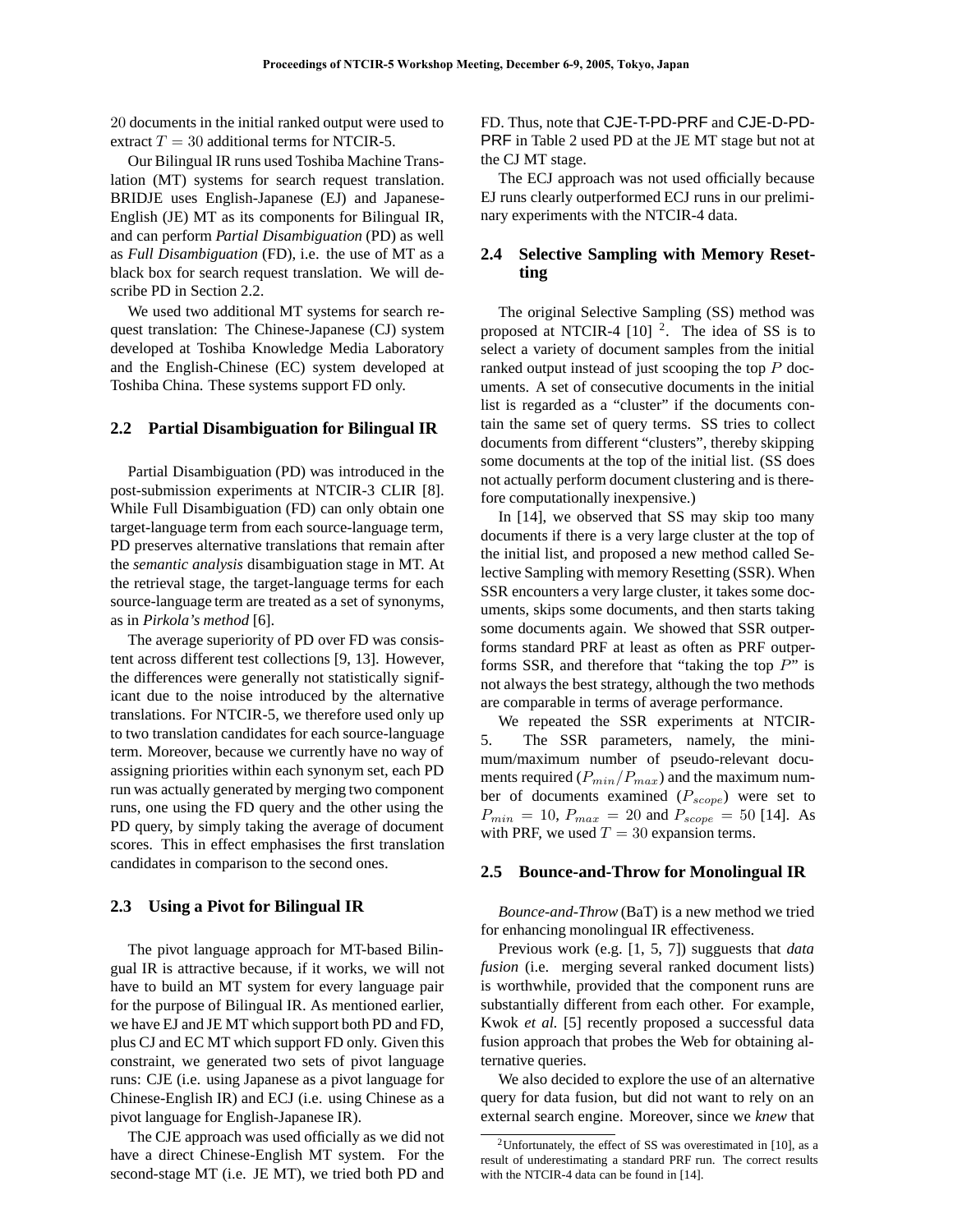20 documents in the initial ranked output were used to extract $T = 30$ additional terms for NTCIR-5.

Our Bilingual IR runs used Toshiba Machine Translation (MT) systems for search request translation. BRIDJE uses English-Japanese (EJ) and Japanese-English (JE) MT as its components for Bilingual IR, and can perform *Partial Disambiguation* (PD) as well as *Full Disambiguation* (FD), i.e. the use of MT as a black box for search request translation. We will describe PD in Section 2.2.

We used two additional MT systems for search request translation: The Chinese-Japanese (CJ) system developed at Toshiba Knowledge Media Laboratory and the English-Chinese (EC) system developed at Toshiba China. These systems support FD only.

## 2.2 Partial Disambiguation for Bilingual IR

Partial Disambiguation (PD) was introduced in the post-submission experiments at NTCIR-3 CLIR [8]. While Full Disambiguation (FD) can only obtain one target-language term from each source-language term, PD preserves alternative translations that remain after the *semantic analysis* disambiguation stage in MT. At the retrieval stage, the target-language terms for each source-language term are treated as a set of synonyms, as in *Pirkola's method* [6].

The average superiority of PD over FD was consistent across different test collections [9, 13]. However, the differences were generally not statistically significant due to the noise introduced by the alternative translations. For NTCIR-5, we therefore used only up to two translation candidates for each source-language term. Moreover, because we currently have no way of assigning priorities within each synonym set, each PD run was actually generated by merging two component runs, one using the FD query and the other using the PD query, by simply taking the average of document scores. This in effect emphasises the first translation candidates in comparison to the second ones.

## 2.3 Using a Pivot for Bilingual IR

The pivot language approach for MT-based Bilingual IR is attractive because, if it works, we will not have to build an MT system for every language pair for the purpose of Bilingual IR. As mentioned earlier, we have EJ and JE MT which support both PD and FD, plus CJ and EC MT which support FD only. Given this constraint, we generated two sets of pivot language runs: CJE (i.e. using Japanese as a pivot language for Chinese-English IR) and ECJ (i.e. using Chinese as a pivot language for English-Japanese IR).

The CJE approach was used officially as we did not have a direct Chinese-English MT system. For the second-stage MT (i.e. JE MT), we tried both PD and FD. Thus, note that CJE-T-PD-PRF and CJE-D-PD-PRF in Table 2 used PD at the JE MT stage but not at the CJ MT stage.

The ECJ approach was not used officially because EJ runs clearly outperformed ECJ runs in our preliminary experiments with the NTCIR-4 data.

## 2.4 Selective Sampling with Memory Resetting

The original Selective Sampling (SS) method was proposed at NTCIR-4 [10] [2]. The idea of SS is to select a variety of document samples from the initial ranked output instead of just scooping the top $P$ documents. A set of consecutive documents in the initial list is regarded as a "cluster" if the documents contain the same set of query terms. SS tries to collect documents from different "clusters", thereby skipping some documents at the top of the initial list. (SS does not actually perform document clustering and is therefore computationally inexpensive.)

In [14], we observed that SS may skip too many documents if there is a very large cluster at the top of the initial list, and proposed a new method called Selective Sampling with memory Resetting (SSR). When SSR encounters a very large cluster, it takes some documents, skips some documents, and then starts taking some documents again. We showed that SSR outperforms standard PRF at least as often as PRF outperforms SSR, and therefore that "taking the top $P$" is not always the best strategy, although the two methods are comparable in terms of average performance.

We repeated the SSR experiments at NTCIR-5. The SSR parameters, namely, the minimum/maximum number of pseudo-relevant documents required ($P_{min}/P_{max}$) and the maximum number of documents examined ($P_{scope}$) were set to $P_{min} = 10$, $P_{max} = 20$ and $P_{scope} = 50$ [14]. As with PRF, we used $T = 30$ expansion terms.

## 2.5 Bounce-and-Throw for Monolingual IR

*Bounce-and-Throw* (BaT) is a new method we tried for enhancing monolingual IR effectiveness.

Previous work (e.g. [1, 5, 7]) suggests that *data fusion* (i.e. merging several ranked document lists) is worthwhile, provided that the component runs are substantially different from each other. For example, Kwok *et al.* [5] recently proposed a successful data fusion approach that probes the Web for obtaining alternative queries.

We also decided to explore the use of an alternative query for data fusion, but did not want to rely on an external search engine. Moreover, since we *knew* that

[2] Unfortunately, the effect of SS was overestimated in [10], as a result of underestimating a standard PRF run. The correct results with the NTCIR-4 data can be found in [14].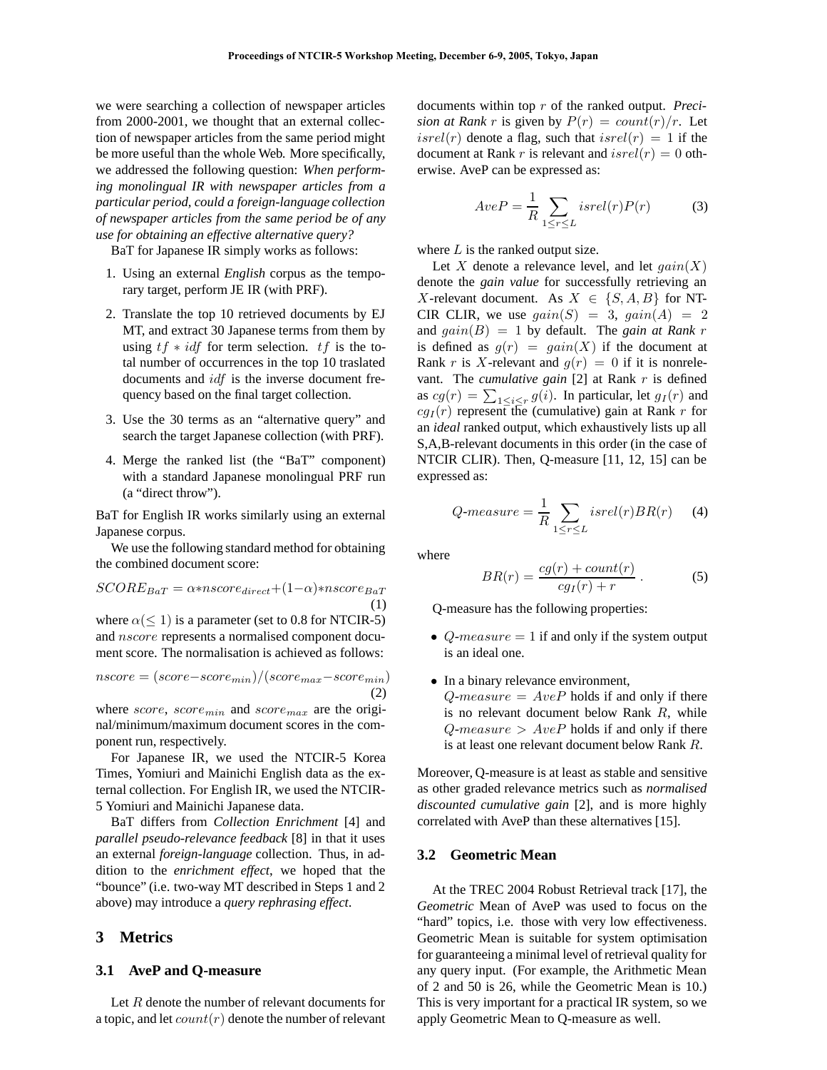we were searching a collection of newspaper articles from 2000-2001, we thought that an external collection of newspaper articles from the same period might be more useful than the whole Web. More specifically, we addressed the following question: *When performing monolingual IR with newspaper articles from a particular period, could a foreign-language collection of newspaper articles from the same period be of any use for obtaining an effective alternative query?*

BaT for Japanese IR simply works as follows:

1. Using an external *English* corpus as the temporary target, perform JE IR (with PRF).
2. Translate the top 10 retrieved documents by EJ MT, and extract 30 Japanese terms from them by using $tf * idf$ for term selection. $tf$ is the total number of occurrences in the top 10 traslated documents and $idf$ is the inverse document frequency based on the final target collection.
3. Use the 30 terms as an "alternative query" and search the target Japanese collection (with PRF).
4. Merge the ranked list (the "BaT" component) with a standard Japanese monolingual PRF run (a "direct throw").

BaT for English IR works similarly using an external Japanese corpus.

We use the following standard method for obtaining the combined document score:

$$SCORE_{BaT} = \alpha * nscore_{direct} + (1-\alpha) * nscore_{BaT} \quad (1)$$

where $\alpha (\leq 1)$ is a parameter (set to 0.8 for NTCIR-5) and $nscore$ represents a normalised component document score. The normalisation is achieved as follows:

$$nscore = (score - score_{min})/(score_{max} - score_{min}) \quad (2)$$

where $score$, $score_{min}$ and $score_{max}$ are the original/minimum/maximum document scores in the component run, respectively.

For Japanese IR, we used the NTCIR-5 Korea Times, Yomiuri and Mainichi English data as the external collection. For English IR, we used the NTCIR-5 Yomiuri and Mainichi Japanese data.

BaT differs from *Collection Enrichment* [4] and *parallel pseudo-relevance feedback* [8] in that it uses an external *foreign-language* collection. Thus, in addition to the *enrichment effect*, we hoped that the "bounce" (i.e. two-way MT described in Steps 1 and 2 above) may introduce a *query rephrasing effect*.

# 3 Metrics

## 3.1 AveP and Q-measure

Let $R$ denote the number of relevant documents for a topic, and let $count(r)$ denote the number of relevant documents within top $r$ of the ranked output. ***Precision at Rank*** $r$ is given by $P(r) = count(r)/r$. Let $isrel(r)$ denote a flag, such that $isrel(r) = 1$ if the document at Rank $r$ is relevant and $isrel(r) = 0$ otherwise. AveP can be expressed as:

$$AveP = \frac{1}{R} \sum_{1 \leq r \leq L} isrel(r) P(r) \quad (3)$$

where $L$ is the ranked output size.

Let $X$ denote a relevance level, and let $gain(X)$ denote the *gain value* for successfully retrieving an $X$-relevant document. As $X \in \{S, A, B\}$ for NTCIR CLIR, we use $gain(S) = 3$, $gain(A) = 2$ and $gain(B) = 1$ by default. The ***gain at Rank*** $r$ is defined as $g(r) = gain(X)$ if the document at Rank $r$ is $X$-relevant and $g(r) = 0$ if it is nonrelevant. The *cumulative gain* [2] at Rank $r$ is defined as $cg(r) = \sum_{1 \leq i \leq r} g(i)$. In particular, let $g_I(r)$ and $cg_I(r)$ represent the (cumulative) gain at Rank $r$ for an *ideal* ranked output, which exhaustively lists up all S,A,B-relevant documents in this order (in the case of NTCIR CLIR). Then, Q-measure [11, 12, 15] can be expressed as:

$$Q\text{-}measure = \frac{1}{R} \sum_{1 \leq r \leq L} isrel(r) BR(r) \quad (4)$$

where

$$BR(r) = \frac{cg(r) + count(r)}{cg_I(r) + r} \,. \quad (5)$$

Q-measure has the following properties:

- $Q\text{-}measure = 1$ if and only if the system output is an ideal one.
- In a binary relevance environment, $Q\text{-}measure = AveP$ holds if and only if there is no relevant document below Rank $R$, while $Q\text{-}measure > AveP$ holds if and only if there is at least one relevant document below Rank $R$.

Moreover, Q-measure is at least as stable and sensitive as other graded relevance metrics such as *normalised discounted cumulative gain* [2], and is more highly correlated with AveP than these alternatives [15].

## 3.2 Geometric Mean

At the TREC 2004 Robust Retrieval track [17], the *Geometric* Mean of AveP was used to focus on the "hard" topics, i.e. those with very low effectiveness. Geometric Mean is suitable for system optimisation for guaranteeing a minimal level of retrieval quality for any query input. (For example, the Arithmetic Mean of 2 and 50 is 26, while the Geometric Mean is 10.) This is very important for a practical IR system, so we apply Geometric Mean to Q-measure as well.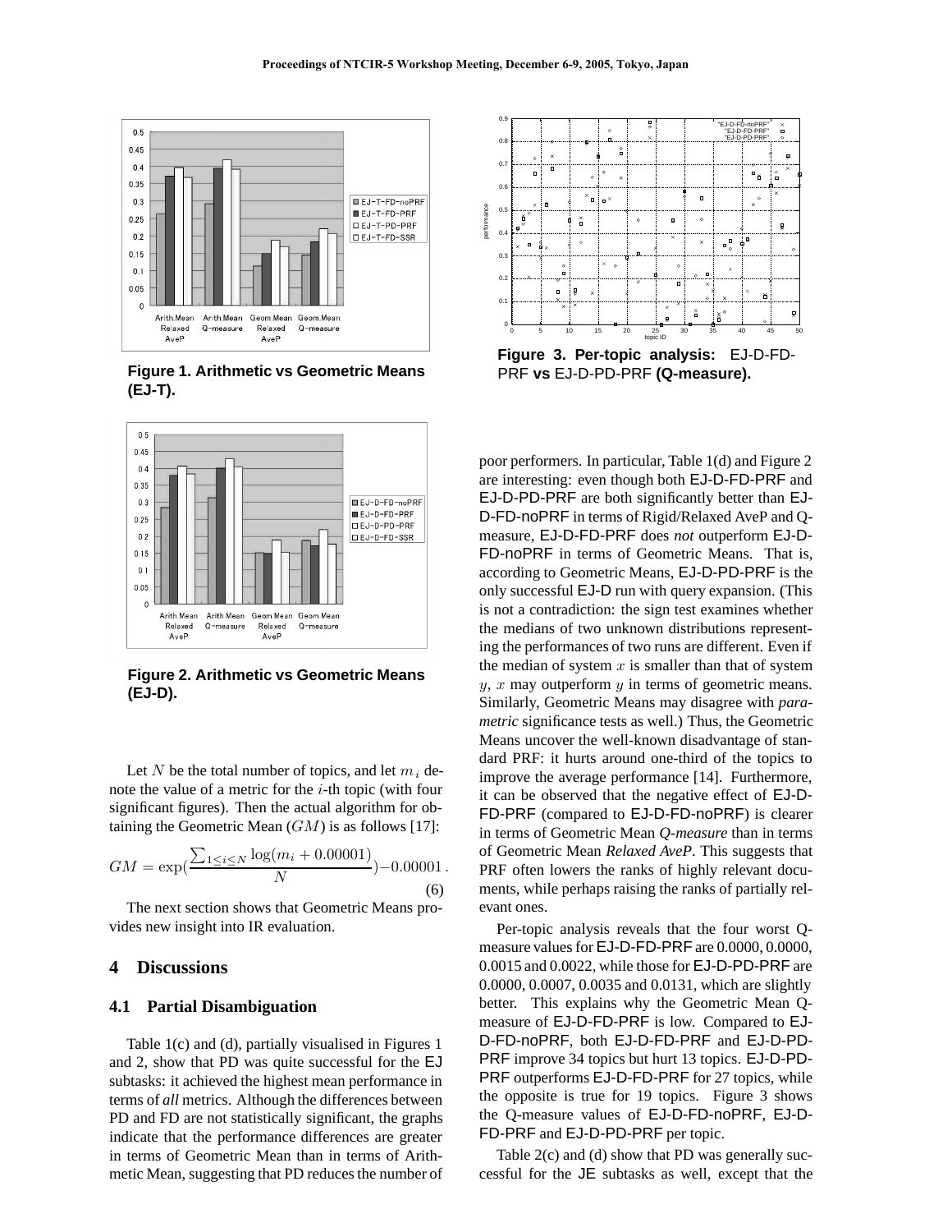Figure 1. Arithmetic vs Geometric Means (EJ-T).

Figure 2. Arithmetic vs Geometric Means (EJ-D).

Let $N$ be the total number of topics, and let $m_i$ denote the value of a metric for the $i$-th topic (with four significant figures). Then the actual algorithm for obtaining the Geometric Mean ($GM$) is as follows [17]:

$$GM = \exp\left(\frac{\sum_{1 \leq i \leq N} \log(m_i + 0.00001)}{N}\right) - 0.00001 . \quad (6)$$

The next section shows that Geometric Means provides new insight into IR evaluation.

## 4 Discussions

### 4.1 Partial Disambiguation

Table 1(c) and (d), partially visualised in Figures 1 and 2, show that PD was quite successful for the EJ subtasks: it achieved the highest mean performance in terms of *all* metrics. Although the differences between PD and FD are not statistically significant, the graphs indicate that the performance differences are greater in terms of Geometric Mean than in terms of Arithmetic Mean, suggesting that PD reduces the number of poor performers. In particular, Table 1(d) and Figure 2 are interesting: even though both EJ-D-FD-PRF and EJ-D-PD-PRF are both significantly better than EJ-D-FD-noPRF in terms of Rigid/Relaxed AveP and Q-measure, EJ-D-FD-PRF does *not* outperform EJ-D-FD-noPRF in terms of Geometric Means. That is, according to Geometric Means, EJ-D-PD-PRF is the only successful EJ-D run with query expansion. (This is not a contradiction: the sign test examines whether the medians of two unknown distributions representing the performances of two runs are different. Even if the median of system $x$ is smaller than that of system $y$, $x$ may outperform $y$ in terms of geometric means. Similarly, Geometric Means may disagree with *parametric* significance tests as well.) Thus, the Geometric Means uncover the well-known disadvantage of standard PRF: it hurts around one-third of the topics to improve the average performance [14]. Furthermore, it can be observed that the negative effect of EJ-D-FD-PRF (compared to EJ-D-FD-noPRF) is clearer in terms of Geometric Mean *Q-measure* than in terms of Geometric Mean *Relaxed AveP*. This suggests that PRF often lowers the ranks of highly relevant documents, while perhaps raising the ranks of partially relevant ones.

Figure 3. Per-topic analysis: EJ-D-FD-PRF vs EJ-D-PD-PRF (Q-measure).

Per-topic analysis reveals that the four worst Q-measure values for EJ-D-FD-PRF are 0.0000, 0.0000, 0.0015 and 0.0022, while those for EJ-D-PD-PRF are 0.0000, 0.0007, 0.0035 and 0.0131, which are slightly better. This explains why the Geometric Mean Q-measure of EJ-D-FD-PRF is low. Compared to EJ-D-FD-noPRF, both EJ-D-FD-PRF and EJ-D-PD-PRF improve 34 topics but hurt 13 topics. EJ-D-PD-PRF outperforms EJ-D-FD-PRF for 27 topics, while the opposite is true for 19 topics. Figure 3 shows the Q-measure values of EJ-D-FD-noPRF, EJ-D-FD-PRF and EJ-D-PD-PRF per topic.

Table 2(c) and (d) show that PD was generally successful for the JE subtasks as well, except that the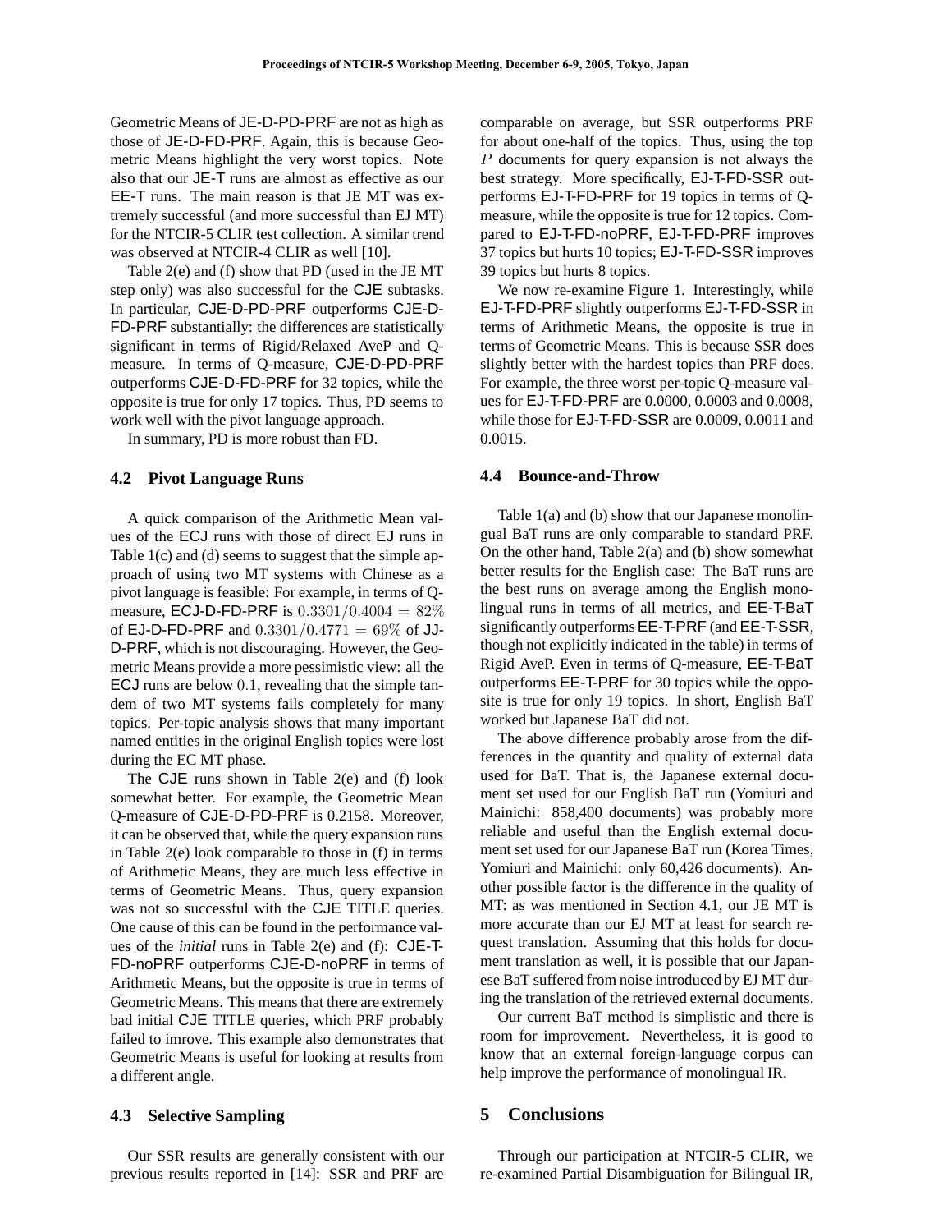Geometric Means of JE-D-PD-PRF are not as high as those of JE-D-FD-PRF. Again, this is because Geometric Means highlight the very worst topics. Note also that our JE-T runs are almost as effective as our EE-T runs. The main reason is that JE MT was extremely successful (and more successful than EJ MT) for the NTCIR-5 CLIR test collection. A similar trend was observed at NTCIR-4 CLIR as well [10].

Table 2(e) and (f) show that PD (used in the JE MT step only) was also successful for the CJE subtasks. In particular, CJE-D-PD-PRF outperforms CJE-D-FD-PRF substantially: the differences are statistically significant in terms of Rigid/Relaxed AveP and Q-measure. In terms of Q-measure, CJE-D-PD-PRF outperforms CJE-D-FD-PRF for 32 topics, while the opposite is true for only 17 topics. Thus, PD seems to work well with the pivot language approach.

In summary, PD is more robust than FD.

### 4.2 Pivot Language Runs

A quick comparison of the Arithmetic Mean values of the ECJ runs with those of direct EJ runs in Table 1(c) and (d) seems to suggest that the simple approach of using two MT systems with Chinese as a pivot language is feasible: For example, in terms of Q-measure, ECJ-D-FD-PRF is $0.3301/0.4004 = 82\%$ of EJ-D-FD-PRF and $0.3301/0.4771 = 69\%$ of JJ-D-PRF, which is not discouraging. However, the Geometric Means provide a more pessimistic view: all the ECJ runs are below $0.1$, revealing that the simple tandem of two MT systems fails completely for many topics. Per-topic analysis shows that many important named entities in the original English topics were lost during the EC MT phase.

The CJE runs shown in Table 2(e) and (f) look somewhat better. For example, the Geometric Mean Q-measure of CJE-D-PD-PRF is 0.2158. Moreover, it can be observed that, while the query expansion runs in Table 2(e) look comparable to those in (f) in terms of Arithmetic Means, they are much less effective in terms of Geometric Means. Thus, query expansion was not so successful with the CJE TITLE queries. One cause of this can be found in the performance values of the *initial* runs in Table 2(e) and (f): CJE-T-FD-noPRF outperforms CJE-D-noPRF in terms of Arithmetic Means, but the opposite is true in terms of Geometric Means. This means that there are extremely bad initial CJE TITLE queries, which PRF probably failed to imrove. This example also demonstrates that Geometric Means is useful for looking at results from a different angle.

### 4.3 Selective Sampling

Our SSR results are generally consistent with our previous results reported in [14]: SSR and PRF are comparable on average, but SSR outperforms PRF for about one-half of the topics. Thus, using the top $P$ documents for query expansion is not always the best strategy. More specifically, EJ-T-FD-SSR outperforms EJ-T-FD-PRF for 19 topics in terms of Q-measure, while the opposite is true for 12 topics. Compared to EJ-T-FD-noPRF, EJ-T-FD-PRF improves 37 topics but hurts 10 topics; EJ-T-FD-SSR improves 39 topics but hurts 8 topics.

We now re-examine Figure 1. Interestingly, while EJ-T-FD-PRF slightly outperforms EJ-T-FD-SSR in terms of Arithmetic Means, the opposite is true in terms of Geometric Means. This is because SSR does slightly better with the hardest topics than PRF does. For example, the three worst per-topic Q-measure values for EJ-T-FD-PRF are 0.0000, 0.0003 and 0.0008, while those for EJ-T-FD-SSR are 0.0009, 0.0011 and 0.0015.

### 4.4 Bounce-and-Throw

Table 1(a) and (b) show that our Japanese monolingual BaT runs are only comparable to standard PRF. On the other hand, Table 2(a) and (b) show somewhat better results for the English case: The BaT runs are the best runs on average among the English monolingual runs in terms of all metrics, and EE-T-BaT significantly outperforms EE-T-PRF (and EE-T-SSR, though not explicitly indicated in the table) in terms of Rigid AveP. Even in terms of Q-measure, EE-T-BaT outperforms EE-T-PRF for 30 topics while the opposite is true for only 19 topics. In short, English BaT worked but Japanese BaT did not.

The above difference probably arose from the differences in the quantity and quality of external data used for BaT. That is, the Japanese external document set used for our English BaT run (Yomiuri and Mainichi: 858,400 documents) was probably more reliable and useful than the English external document set used for our Japanese BaT run (Korea Times, Yomiuri and Mainichi: only 60,426 documents). Another possible factor is the difference in the quality of MT: as was mentioned in Section 4.1, our JE MT is more accurate than our EJ MT at least for search request translation. Assuming that this holds for document translation as well, it is possible that our Japanese BaT suffered from noise introduced by EJ MT during the translation of the retrieved external documents.

Our current BaT method is simplistic and there is room for improvement. Nevertheless, it is good to know that an external foreign-language corpus can help improve the performance of monolingual IR.

## 5 Conclusions

Through our participation at NTCIR-5 CLIR, we re-examined Partial Disambiguation for Bilingual IR,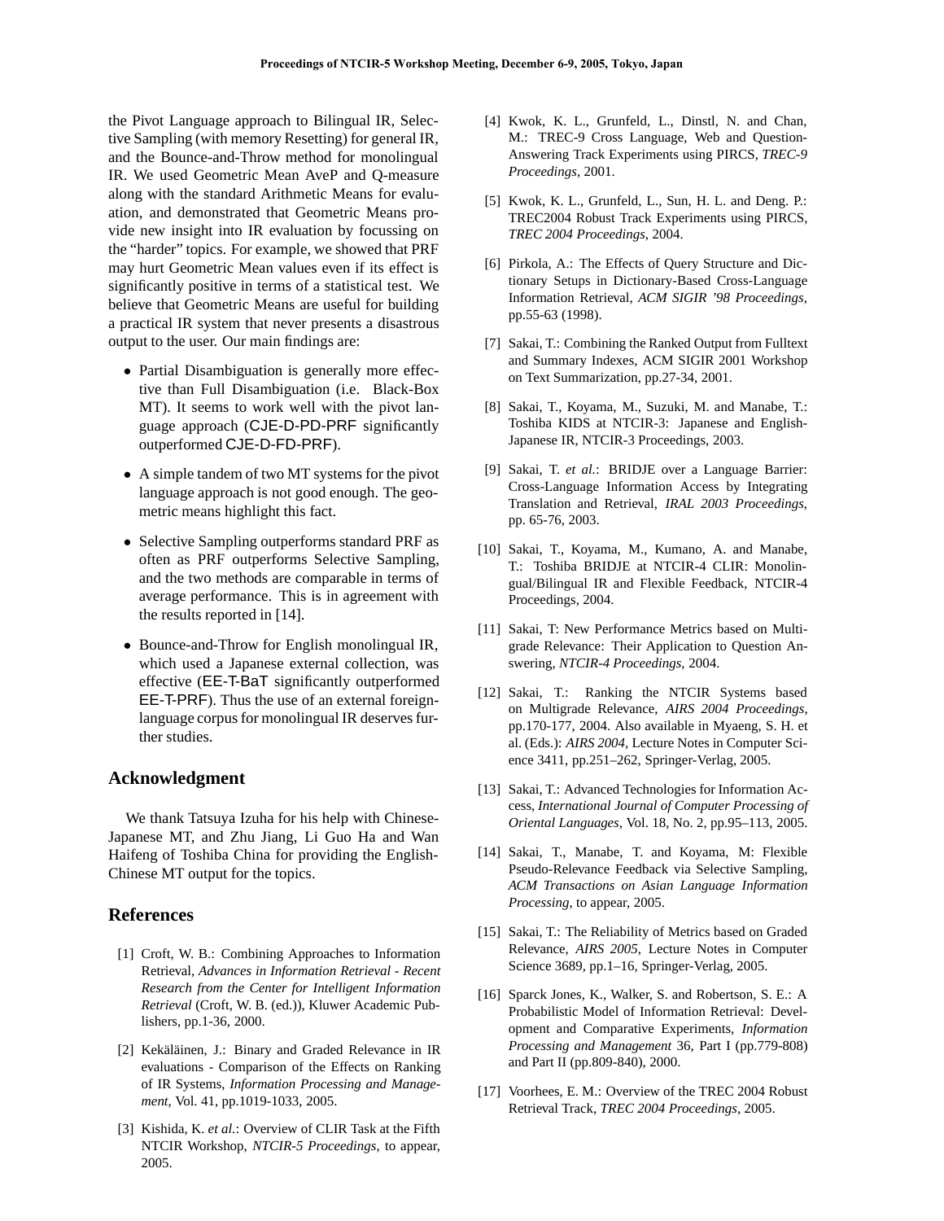the Pivot Language approach to Bilingual IR, Selective Sampling (with memory Resetting) for general IR, and the Bounce-and-Throw method for monolingual IR. We used Geometric Mean AveP and Q-measure along with the standard Arithmetic Means for evaluation, and demonstrated that Geometric Means provide new insight into IR evaluation by focussing on the "harder" topics. For example, we showed that PRF may hurt Geometric Mean values even if its effect is significantly positive in terms of a statistical test. We believe that Geometric Means are useful for building a practical IR system that never presents a disastrous output to the user. Our main findings are:

- Partial Disambiguation is generally more effective than Full Disambiguation (i.e. Black-Box MT). It seems to work well with the pivot language approach (CJE-D-PD-PRF significantly outperformed CJE-D-FD-PRF).
- A simple tandem of two MT systems for the pivot language approach is not good enough. The geometric means highlight this fact.
- Selective Sampling outperforms standard PRF as often as PRF outperforms Selective Sampling, and the two methods are comparable in terms of average performance. This is in agreement with the results reported in [14].
- Bounce-and-Throw for English monolingual IR, which used a Japanese external collection, was effective (EE-T-BaT significantly outperformed EE-T-PRF). Thus the use of an external foreign-language corpus for monolingual IR deserves further studies.

## Acknowledgment

We thank Tatsuya Izuha for his help with Chinese-Japanese MT, and Zhu Jiang, Li Guo Ha and Wan Haifeng of Toshiba China for providing the English-Chinese MT output for the topics.

## References

[1] Croft, W. B.: Combining Approaches to Information Retrieval, *Advances in Information Retrieval - Recent Research from the Center for Intelligent Information Retrieval* (Croft, W. B. (ed.)), Kluwer Academic Publishers, pp.1-36, 2000.

[2] Kekäläinen, J.: Binary and Graded Relevance in IR evaluations - Comparison of the Effects on Ranking of IR Systems, *Information Processing and Management*, Vol. 41, pp.1019-1033, 2005.

[3] Kishida, K. *et al.*: Overview of CLIR Task at the Fifth NTCIR Workshop, *NTCIR-5 Proceedings*, to appear, 2005.

[4] Kwok, K. L., Grunfeld, L., Dinstl, N. and Chan, M.: TREC-9 Cross Language, Web and Question-Answering Track Experiments using PIRCS, *TREC-9 Proceedings*, 2001.

[5] Kwok, K. L., Grunfeld, L., Sun, H. L. and Deng. P.: TREC2004 Robust Track Experiments using PIRCS, *TREC 2004 Proceedings*, 2004.

[6] Pirkola, A.: The Effects of Query Structure and Dictionary Setups in Dictionary-Based Cross-Language Information Retrieval, *ACM SIGIR '98 Proceedings*, pp.55-63 (1998).

[7] Sakai, T.: Combining the Ranked Output from Fulltext and Summary Indexes, ACM SIGIR 2001 Workshop on Text Summarization, pp.27-34, 2001.

[8] Sakai, T., Koyama, M., Suzuki, M. and Manabe, T.: Toshiba KIDS at NTCIR-3: Japanese and English-Japanese IR, NTCIR-3 Proceedings, 2003.

[9] Sakai, T. *et al.*: BRIDJE over a Language Barrier: Cross-Language Information Access by Integrating Translation and Retrieval, *IRAL 2003 Proceedings*, pp. 65-76, 2003.

[10] Sakai, T., Koyama, M., Kumano, A. and Manabe, T.: Toshiba BRIDJE at NTCIR-4 CLIR: Monolingual/Bilingual IR and Flexible Feedback, NTCIR-4 Proceedings, 2004.

[11] Sakai, T: New Performance Metrics based on Multigrade Relevance: Their Application to Question Answering, *NTCIR-4 Proceedings*, 2004.

[12] Sakai, T.: Ranking the NTCIR Systems based on Multigrade Relevance, *AIRS 2004 Proceedings*, pp.170-177, 2004. Also available in Myaeng, S. H. et al. (Eds.): *AIRS 2004*, Lecture Notes in Computer Science 3411, pp.251–262, Springer-Verlag, 2005.

[13] Sakai, T.: Advanced Technologies for Information Access, *International Journal of Computer Processing of Oriental Languages*, Vol. 18, No. 2, pp.95–113, 2005.

[14] Sakai, T., Manabe, T. and Koyama, M: Flexible Pseudo-Relevance Feedback via Selective Sampling, *ACM Transactions on Asian Language Information Processing*, to appear, 2005.

[15] Sakai, T.: The Reliability of Metrics based on Graded Relevance, *AIRS 2005*, Lecture Notes in Computer Science 3689, pp.1–16, Springer-Verlag, 2005.

[16] Sparck Jones, K., Walker, S. and Robertson, S. E.: A Probabilistic Model of Information Retrieval: Development and Comparative Experiments, *Information Processing and Management* 36, Part I (pp.779-808) and Part II (pp.809-840), 2000.

[17] Voorhees, E. M.: Overview of the TREC 2004 Robust Retrieval Track, *TREC 2004 Proceedings*, 2005.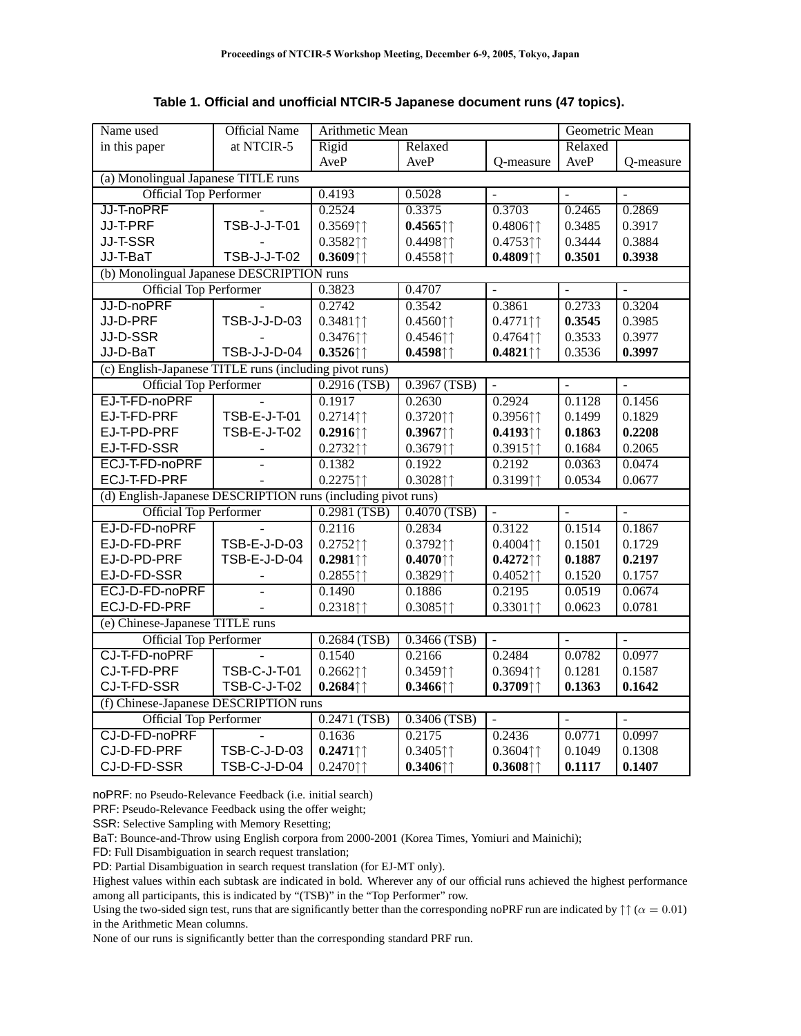**Table 1. Official and unofficial NTCIR-5 Japanese document runs (47 topics).**

| Name used in this paper | Official Name at NTCIR-5 | Arithmetic Mean | | | Geometric Mean | |
|---|---|---|---|---|---|---|
| | | Rigid AveP | Relaxed AveP | Q-measure | Relaxed AveP | Q-measure |
| (a) Monolingual Japanese TITLE runs | | | | | | |
| Official Top Performer | | 0.4193 | 0.5028 | - | - | - |
| JJ-T-noPRF | - | 0.2524 | 0.3375 | 0.3703 | 0.2465 | 0.2869 |
| JJ-T-PRF | TSB-J-J-T-01 | 0.3569↑↑ | **0.4565**↑↑ | 0.4806↑↑ | 0.3485 | 0.3917 |
| JJ-T-SSR | - | 0.3582↑↑ | 0.4498↑↑ | 0.4753↑↑ | 0.3444 | 0.3884 |
| JJ-T-BaT | TSB-J-J-T-02 | **0.3609**↑↑ | 0.4558↑↑ | **0.4809**↑↑ | **0.3501** | **0.3938** |
| (b) Monolingual Japanese DESCRIPTION runs | | | | | | |
| Official Top Performer | | 0.3823 | 0.4707 | - | - | - |
| JJ-D-noPRF | - | 0.2742 | 0.3542 | 0.3861 | 0.2733 | 0.3204 |
| JJ-D-PRF | TSB-J-J-D-03 | 0.3481↑↑ | 0.4560↑↑ | 0.4771↑↑ | **0.3545** | 0.3985 |
| JJ-D-SSR | - | 0.3476↑↑ | 0.4546↑↑ | 0.4764↑↑ | 0.3533 | 0.3977 |
| JJ-D-BaT | TSB-J-J-D-04 | **0.3526**↑↑ | **0.4598**↑↑ | **0.4821**↑↑ | 0.3536 | **0.3997** |
| (c) English-Japanese TITLE runs (including pivot runs) | | | | | | |
| Official Top Performer | | 0.2916 (TSB) | 0.3967 (TSB) | - | - | - |
| EJ-T-FD-noPRF | - | 0.1917 | 0.2630 | 0.2924 | 0.1128 | 0.1456 |
| EJ-T-FD-PRF | TSB-E-J-T-01 | 0.2714↑↑ | 0.3720↑↑ | 0.3956↑↑ | 0.1499 | 0.1829 |
| EJ-T-PD-PRF | TSB-E-J-T-02 | **0.2916**↑↑ | **0.3967**↑↑ | **0.4193**↑↑ | **0.1863** | **0.2208** |
| EJ-T-FD-SSR | - | 0.2732↑↑ | 0.3679↑↑ | 0.3915↑↑ | 0.1684 | 0.2065 |
| ECJ-T-FD-noPRF | - | 0.1382 | 0.1922 | 0.2192 | 0.0363 | 0.0474 |
| ECJ-T-FD-PRF | - | 0.2275↑↑ | 0.3028↑↑ | 0.3199↑↑ | 0.0534 | 0.0677 |
| (d) English-Japanese DESCRIPTION runs (including pivot runs) | | | | | | |
| Official Top Performer | | 0.2981 (TSB) | 0.4070 (TSB) | - | - | - |
| EJ-D-FD-noPRF | - | 0.2116 | 0.2834 | 0.3122 | 0.1514 | 0.1867 |
| EJ-D-FD-PRF | TSB-E-J-D-03 | 0.2752↑↑ | 0.3792↑↑ | 0.4004↑↑ | 0.1501 | 0.1729 |
| EJ-D-PD-PRF | TSB-E-J-D-04 | **0.2981**↑↑ | **0.4070**↑↑ | **0.4272**↑↑ | **0.1887** | **0.2197** |
| EJ-D-FD-SSR | - | 0.2855↑↑ | 0.3829↑↑ | 0.4052↑↑ | 0.1520 | 0.1757 |
| ECJ-D-FD-noPRF | - | 0.1490 | 0.1886 | 0.2195 | 0.0519 | 0.0674 |
| ECJ-D-FD-PRF | - | 0.2318↑↑ | 0.3085↑↑ | 0.3301↑↑ | 0.0623 | 0.0781 |
| (e) Chinese-Japanese TITLE runs | | | | | | |
| Official Top Performer | | 0.2684 (TSB) | 0.3466 (TSB) | - | - | - |
| CJ-T-FD-noPRF | - | 0.1540 | 0.2166 | 0.2484 | 0.0782 | 0.0977 |
| CJ-T-FD-PRF | TSB-C-J-T-01 | 0.2662↑↑ | 0.3459↑↑ | 0.3694↑↑ | 0.1281 | 0.1587 |
| CJ-T-FD-SSR | TSB-C-J-T-02 | **0.2684**↑↑ | **0.3466**↑↑ | **0.3709**↑↑ | **0.1363** | **0.1642** |
| (f) Chinese-Japanese DESCRIPTION runs | | | | | | |
| Official Top Performer | | 0.2471 (TSB) | 0.3406 (TSB) | - | - | - |
| CJ-D-FD-noPRF | - | 0.1636 | 0.2175 | 0.2436 | 0.0771 | 0.0997 |
| CJ-D-FD-PRF | TSB-C-J-D-03 | **0.2471**↑↑ | 0.3405↑↑ | 0.3604↑↑ | 0.1049 | 0.1308 |
| CJ-D-FD-SSR | TSB-C-J-D-04 | 0.2470↑↑ | **0.3406**↑↑ | **0.3608**↑↑ | **0.1117** | **0.1407** |

noPRF: no Pseudo-Relevance Feedback (i.e. initial search)

PRF: Pseudo-Relevance Feedback using the offer weight;

SSR: Selective Sampling with Memory Resetting;

BaT: Bounce-and-Throw using English corpora from 2000-2001 (Korea Times, Yomiuri and Mainichi);

FD: Full Disambiguation in search request translation;

PD: Partial Disambiguation in search request translation (for EJ-MT only).

Highest values within each subtask are indicated in bold. Wherever any of our official runs achieved the highest performance among all participants, this is indicated by "(TSB)" in the "Top Performer" row.

Using the two-sided sign test, runs that are significantly better than the corresponding noPRF run are indicated by ↑↑ ($\alpha = 0.01$) in the Arithmetic Mean columns.

None of our runs is significantly better than the corresponding standard PRF run.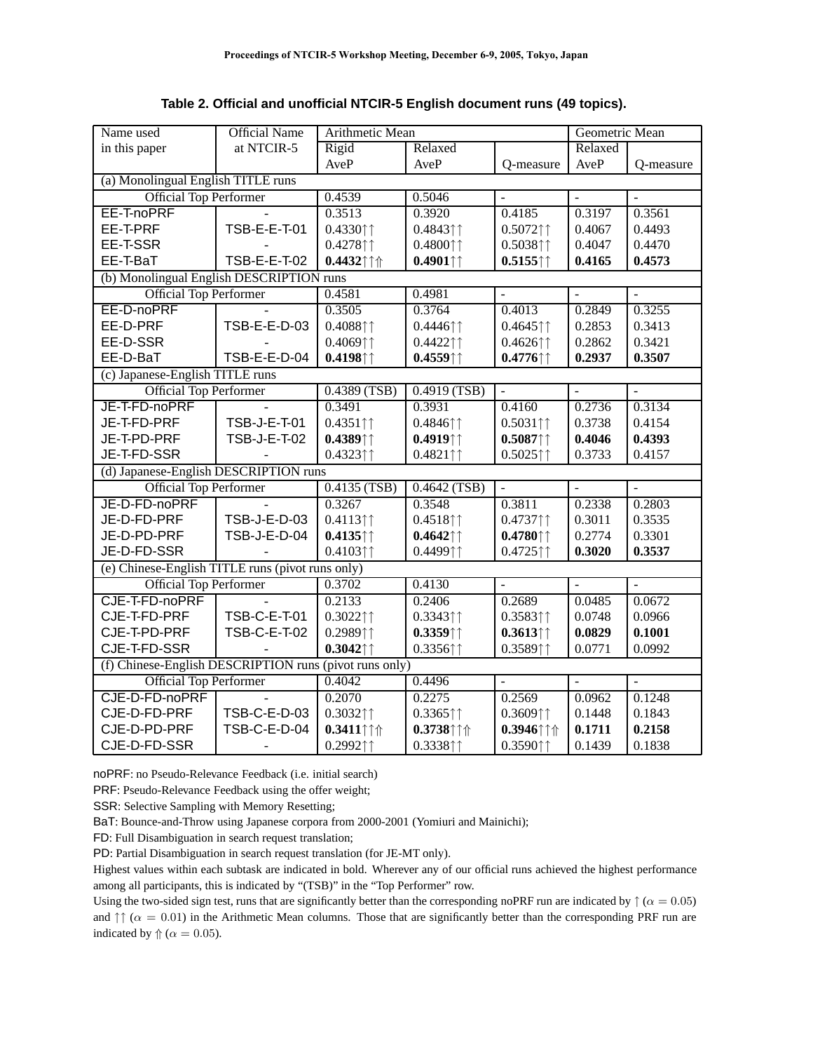**Table 2. Official and unofficial NTCIR-5 English document runs (49 topics).**

| Name used in this paper | Official Name at NTCIR-5 | Arithmetic Mean Rigid AveP | Arithmetic Mean Relaxed AveP | Arithmetic Mean Q-measure | Geometric Mean Relaxed AveP | Geometric Mean Q-measure |
|---|---|---|---|---|---|---|
| (a) Monolingual English TITLE runs | | | | | | |
| Official Top Performer | | 0.4539 | 0.5046 | - | - | - |
| EE-T-noPRF | - | 0.3513 | 0.3920 | 0.4185 | 0.3197 | 0.3561 |
| EE-T-PRF | TSB-E-E-T-01 | 0.4330↑↑ | 0.4843↑↑ | 0.5072↑↑ | 0.4067 | 0.4493 |
| EE-T-SSR | - | 0.4278↑↑ | 0.4800↑↑ | 0.5038↑↑ | 0.4047 | 0.4470 |
| EE-T-BaT | TSB-E-E-T-02 | **0.4432**↑↑⇑ | **0.4901**↑↑ | **0.5155**↑↑ | **0.4165** | **0.4573** |
| (b) Monolingual English DESCRIPTION runs | | | | | | |
| Official Top Performer | | 0.4581 | 0.4981 | - | - | - |
| EE-D-noPRF | - | 0.3505 | 0.3764 | 0.4013 | 0.2849 | 0.3255 |
| EE-D-PRF | TSB-E-E-D-03 | 0.4088↑↑ | 0.4446↑↑ | 0.4645↑↑ | 0.2853 | 0.3413 |
| EE-D-SSR | - | 0.4069↑↑ | 0.4422↑↑ | 0.4626↑↑ | 0.2862 | 0.3421 |
| EE-D-BaT | TSB-E-E-D-04 | **0.4198**↑↑ | **0.4559**↑↑ | **0.4776**↑↑ | **0.2937** | **0.3507** |
| (c) Japanese-English TITLE runs | | | | | | |
| Official Top Performer | | 0.4389 (TSB) | 0.4919 (TSB) | - | - | - |
| JE-T-FD-noPRF | - | 0.3491 | 0.3931 | 0.4160 | 0.2736 | 0.3134 |
| JE-T-FD-PRF | TSB-J-E-T-01 | 0.4351↑↑ | 0.4846↑↑ | 0.5031↑↑ | 0.3738 | 0.4154 |
| JE-T-PD-PRF | TSB-J-E-T-02 | **0.4389**↑↑ | **0.4919**↑↑ | **0.5087**↑↑ | **0.4046** | **0.4393** |
| JE-T-FD-SSR | - | 0.4323↑↑ | 0.4821↑↑ | 0.5025↑↑ | 0.3733 | 0.4157 |
| (d) Japanese-English DESCRIPTION runs | | | | | | |
| Official Top Performer | | 0.4135 (TSB) | 0.4642 (TSB) | - | - | - |
| JE-D-FD-noPRF | - | 0.3267 | 0.3548 | 0.3811 | 0.2338 | 0.2803 |
| JE-D-FD-PRF | TSB-J-E-D-03 | 0.4113↑↑ | 0.4518↑↑ | 0.4737↑↑ | 0.3011 | 0.3535 |
| JE-D-PD-PRF | TSB-J-E-D-04 | **0.4135**↑↑ | **0.4642**↑↑ | **0.4780**↑↑ | 0.2774 | 0.3301 |
| JE-D-FD-SSR | - | 0.4103↑↑ | 0.4499↑↑ | 0.4725↑↑ | **0.3020** | **0.3537** |
| (e) Chinese-English TITLE runs (pivot runs only) | | | | | | |
| Official Top Performer | | 0.3702 | 0.4130 | - | - | - |
| CJE-T-FD-noPRF | - | 0.2133 | 0.2406 | 0.2689 | 0.0485 | 0.0672 |
| CJE-T-FD-PRF | TSB-C-E-T-01 | 0.3022↑↑ | 0.3343↑↑ | 0.3583↑↑ | 0.0748 | 0.0966 |
| CJE-T-PD-PRF | TSB-C-E-T-02 | 0.2989↑↑ | **0.3359**↑↑ | **0.3613**↑↑ | **0.0829** | **0.1001** |
| CJE-T-FD-SSR | - | **0.3042**↑↑ | 0.3356↑↑ | 0.3589↑↑ | 0.0771 | 0.0992 |
| (f) Chinese-English DESCRIPTION runs (pivot runs only) | | | | | | |
| Official Top Performer | | 0.4042 | 0.4496 | - | - | - |
| CJE-D-FD-noPRF | - | 0.2070 | 0.2275 | 0.2569 | 0.0962 | 0.1248 |
| CJE-D-FD-PRF | TSB-C-E-D-03 | 0.3032↑↑ | 0.3365↑↑ | 0.3609↑↑ | 0.1448 | 0.1843 |
| CJE-D-PD-PRF | TSB-C-E-D-04 | **0.3411**↑↑⇑ | **0.3738**↑↑⇑ | **0.3946**↑↑⇑ | **0.1711** | **0.2158** |
| CJE-D-FD-SSR | - | 0.2992↑↑ | 0.3338↑↑ | 0.3590↑↑ | 0.1439 | 0.1838 |

noPRF: no Pseudo-Relevance Feedback (i.e. initial search)

PRF: Pseudo-Relevance Feedback using the offer weight;

SSR: Selective Sampling with Memory Resetting;

BaT: Bounce-and-Throw using Japanese corpora from 2000-2001 (Yomiuri and Mainichi);

FD: Full Disambiguation in search request translation;

PD: Partial Disambiguation in search request translation (for JE-MT only).

Highest values within each subtask are indicated in bold. Wherever any of our official runs achieved the highest performance among all participants, this is indicated by "(TSB)" in the "Top Performer" row.

Using the two-sided sign test, runs that are significantly better than the corresponding noPRF run are indicated by ↑ ($\alpha = 0.05$) and ↑↑ ($\alpha = 0.01$) in the Arithmetic Mean columns. Those that are significantly better than the corresponding PRF run are indicated by ⇑ ($\alpha = 0.05$).